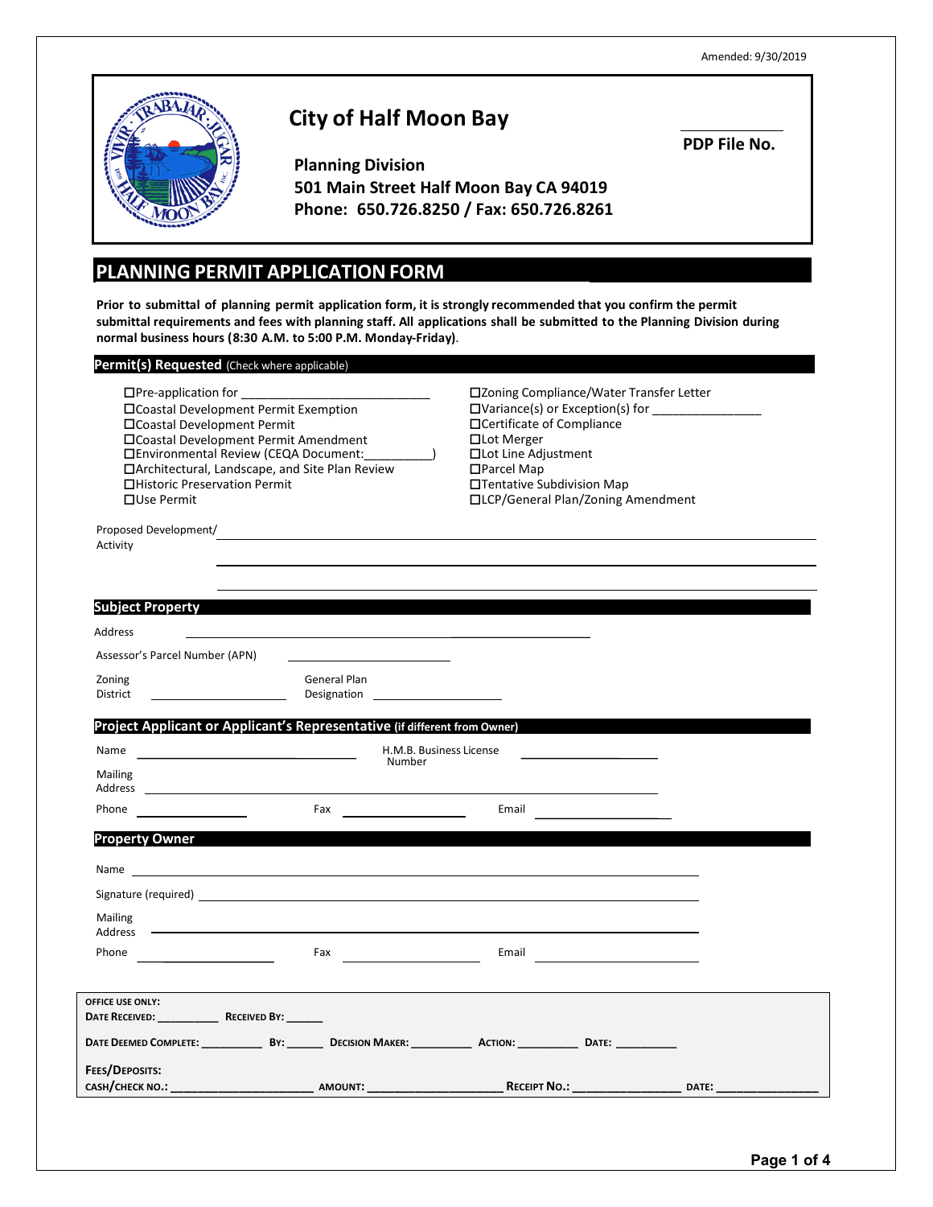Amended: 9/30/2019

# City of Half Moon Bay

**PDP File No.** ____________

**Planning Division**
**501 Main Street Half Moon Bay CA 94019**
**Phone: 650.726.8250 / Fax: 650.726.8261**

## PLANNING PERMIT APPLICATION FORM

**Prior to submittal of planning permit application form, it is strongly recommended that you confirm the permit submittal requirements and fees with planning staff. All applications shall be submitted to the Planning Division during normal business hours (8:30 A.M. to 5:00 P.M. Monday-Friday)**.

### Permit(s) Requested (Check where applicable)

- ☐Pre-application for ___________________________
- ☐Coastal Development Permit Exemption
- ☐Coastal Development Permit
- ☐Coastal Development Permit Amendment
- ☐Environmental Review (CEQA Document:__________)
- ☐Architectural, Landscape, and Site Plan Review
- ☐Historic Preservation Permit
- ☐Use Permit
- ☐Zoning Compliance/Water Transfer Letter
- ☐Variance(s) or Exception(s) for ________________
- ☐Certificate of Compliance
- ☐Lot Merger
- ☐Lot Line Adjustment
- ☐Parcel Map
- ☐Tentative Subdivision Map
- ☐LCP/General Plan/Zoning Amendment

Proposed Development/ Activity ______________________________________________

### Subject Property

Address ______________________________________________

Assessor's Parcel Number (APN) ______________________

Zoning District ____________________ General Plan Designation ____________________

### Project Applicant or Applicant's Representative (if different from Owner)

Name ______________________________ H.M.B. Business License Number ____________________

Mailing Address ______________________________________________

Phone ________________ Fax ________________ Email ____________________

### Property Owner

Name ______________________________________________

Signature (required) ______________________________________________

Mailing Address ______________________________________________

Phone ________________ Fax ________________ Email ____________________

**OFFICE USE ONLY:**
**DATE RECEIVED:** __________ **RECEIVED BY:** ______

**DATE DEEMED COMPLETE:** __________ **BY:** ______ **DECISION MAKER:** __________ **ACTION:** __________ **DATE:** __________

**FEES/DEPOSITS:**
**CASH/CHECK NO.:** ______________________ **AMOUNT:** ____________________ **RECEIPT NO.:** ________________ **DATE:** ________________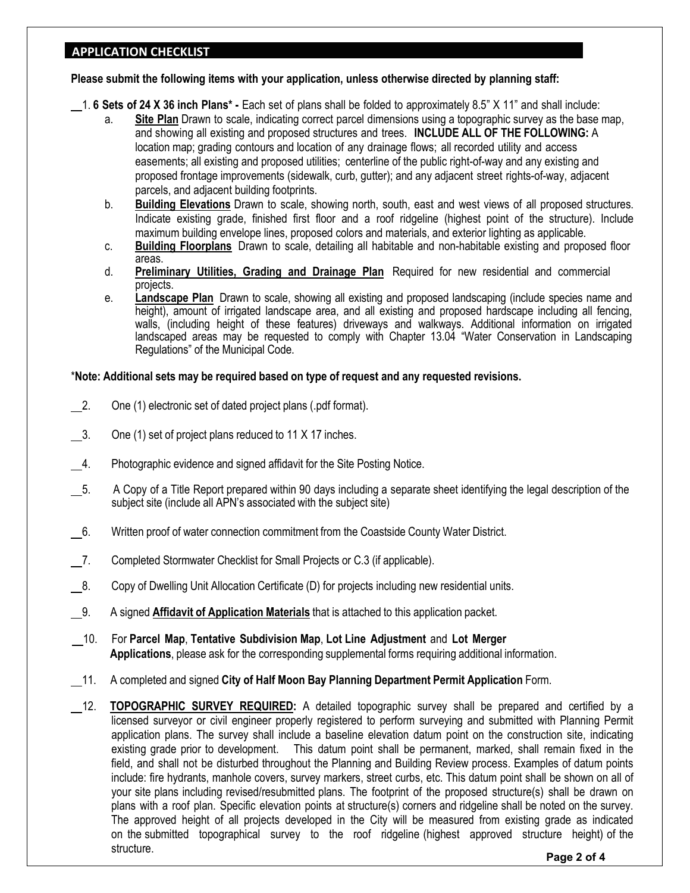## APPLICATION CHECKLIST

**Please submit the following items with your application, unless otherwise directed by planning staff:**

__1. **6 Sets of 24 X 36 inch Plans* -** Each set of plans shall be folded to approximately 8.5" X 11" and shall include:

a. **Site Plan** Drawn to scale, indicating correct parcel dimensions using a topographic survey as the base map, and showing all existing and proposed structures and trees. **INCLUDE ALL OF THE FOLLOWING:** A location map; grading contours and location of any drainage flows; all recorded utility and access easements; all existing and proposed utilities; centerline of the public right-of-way and any existing and proposed frontage improvements (sidewalk, curb, gutter); and any adjacent street rights-of-way, adjacent parcels, and adjacent building footprints.

b. **Building Elevations** Drawn to scale, showing north, south, east and west views of all proposed structures. Indicate existing grade, finished first floor and a roof ridgeline (highest point of the structure). Include maximum building envelope lines, proposed colors and materials, and exterior lighting as applicable.

c. **Building Floorplans** Drawn to scale, detailing all habitable and non-habitable existing and proposed floor areas.

d. **Preliminary Utilities, Grading and Drainage Plan** Required for new residential and commercial projects.

e. **Landscape Plan** Drawn to scale, showing all existing and proposed landscaping (include species name and height), amount of irrigated landscape area, and all existing and proposed hardscape including all fencing, walls, (including height of these features) driveways and walkways. Additional information on irrigated landscaped areas may be requested to comply with Chapter 13.04 "Water Conservation in Landscaping Regulations" of the Municipal Code.

***Note: Additional sets may be required based on type of request and any requested revisions.**

__2. One (1) electronic set of dated project plans (.pdf format).

__3. One (1) set of project plans reduced to 11 X 17 inches.

__4. Photographic evidence and signed affidavit for the Site Posting Notice.

__5. A Copy of a Title Report prepared within 90 days including a separate sheet identifying the legal description of the subject site (include all APN's associated with the subject site)

__6. Written proof of water connection commitment from the Coastside County Water District.

__7. Completed Stormwater Checklist for Small Projects or C.3 (if applicable).

__8. Copy of Dwelling Unit Allocation Certificate (D) for projects including new residential units.

__9. A signed **Affidavit of Application Materials** that is attached to this application packet.

__10. For **Parcel Map**, **Tentative Subdivision Map**, **Lot Line Adjustment** and **Lot Merger Applications**, please ask for the corresponding supplemental forms requiring additional information.

__11. A completed and signed **City of Half Moon Bay Planning Department Permit Application** Form.

__12. **TOPOGRAPHIC SURVEY REQUIRED:** A detailed topographic survey shall be prepared and certified by a licensed surveyor or civil engineer properly registered to perform surveying and submitted with Planning Permit application plans. The survey shall include a baseline elevation datum point on the construction site, indicating existing grade prior to development. This datum point shall be permanent, marked, shall remain fixed in the field, and shall not be disturbed throughout the Planning and Building Review process. Examples of datum points include: fire hydrants, manhole covers, survey markers, street curbs, etc. This datum point shall be shown on all of your site plans including revised/resubmitted plans. The footprint of the proposed structure(s) shall be drawn on plans with a roof plan. Specific elevation points at structure(s) corners and ridgeline shall be noted on the survey. The approved height of all projects developed in the City will be measured from existing grade as indicated on the submitted topographical survey to the roof ridgeline (highest approved structure height) of the structure.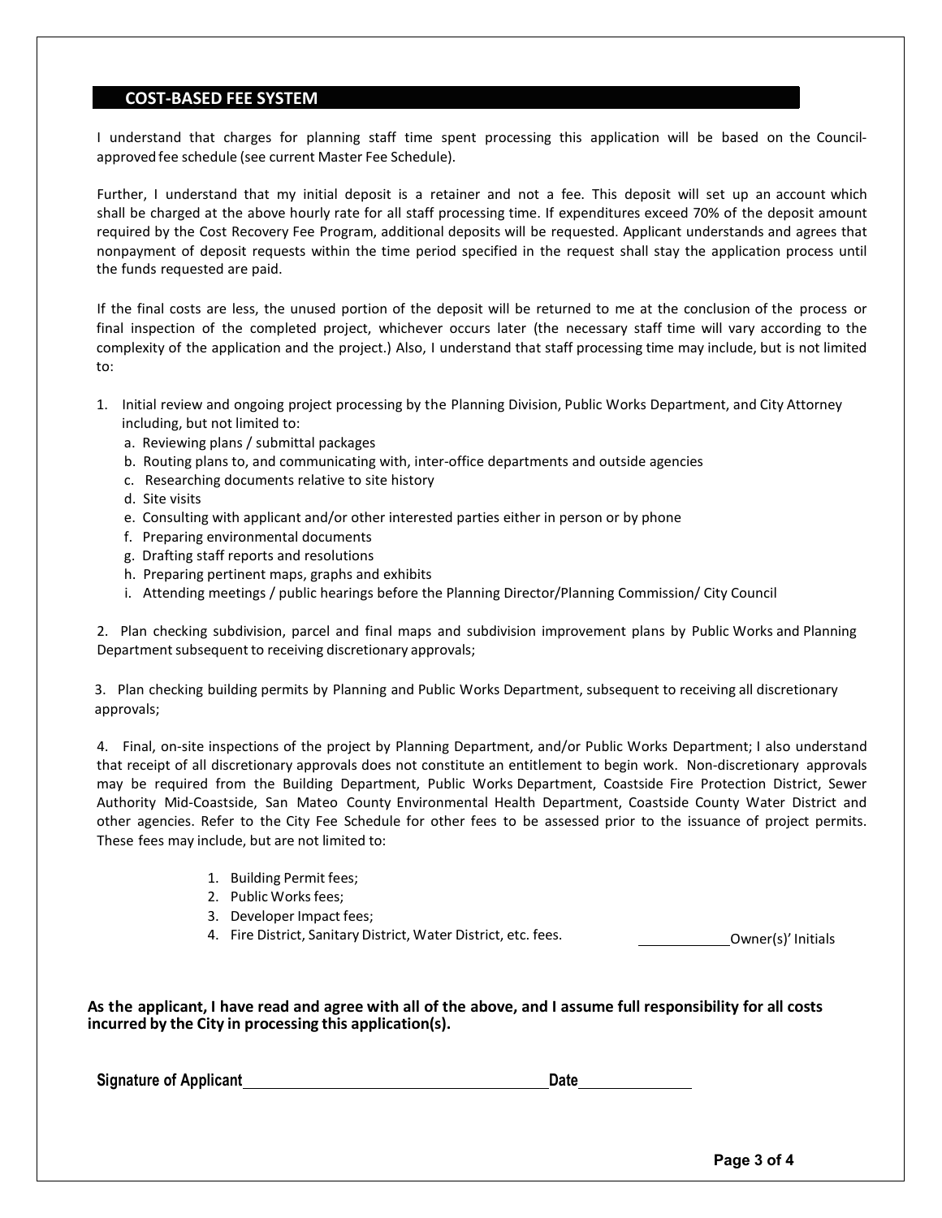## COST-BASED FEE SYSTEM

I understand that charges for planning staff time spent processing this application will be based on the Council-approved fee schedule (see current Master Fee Schedule).

Further, I understand that my initial deposit is a retainer and not a fee. This deposit will set up an account which shall be charged at the above hourly rate for all staff processing time. If expenditures exceed 70% of the deposit amount required by the Cost Recovery Fee Program, additional deposits will be requested. Applicant understands and agrees that nonpayment of deposit requests within the time period specified in the request shall stay the application process until the funds requested are paid.

If the final costs are less, the unused portion of the deposit will be returned to me at the conclusion of the process or final inspection of the completed project, whichever occurs later (the necessary staff time will vary according to the complexity of the application and the project.) Also, I understand that staff processing time may include, but is not limited to:

1. Initial review and ongoing project processing by the Planning Division, Public Works Department, and City Attorney including, but not limited to:
   a. Reviewing plans / submittal packages
   b. Routing plans to, and communicating with, inter-office departments and outside agencies
   c. Researching documents relative to site history
   d. Site visits
   e. Consulting with applicant and/or other interested parties either in person or by phone
   f. Preparing environmental documents
   g. Drafting staff reports and resolutions
   h. Preparing pertinent maps, graphs and exhibits
   i. Attending meetings / public hearings before the Planning Director/Planning Commission/ City Council

2. Plan checking subdivision, parcel and final maps and subdivision improvement plans by Public Works and Planning Department subsequent to receiving discretionary approvals;

3. Plan checking building permits by Planning and Public Works Department, subsequent to receiving all discretionary approvals;

4. Final, on-site inspections of the project by Planning Department, and/or Public Works Department; I also understand that receipt of all discretionary approvals does not constitute an entitlement to begin work. Non-discretionary approvals may be required from the Building Department, Public Works Department, Coastside Fire Protection District, Sewer Authority Mid-Coastside, San Mateo County Environmental Health Department, Coastside County Water District and other agencies. Refer to the City Fee Schedule for other fees to be assessed prior to the issuance of project permits. These fees may include, but are not limited to:

   1. Building Permit fees;
   2. Public Works fees;
   3. Developer Impact fees;
   4. Fire District, Sanitary District, Water District, etc. fees.

____________ Owner(s)' Initials

**As the applicant, I have read and agree with all of the above, and I assume full responsibility for all costs incurred by the City in processing this application(s).**

**Signature of Applicant** ______________________________ **Date** ____________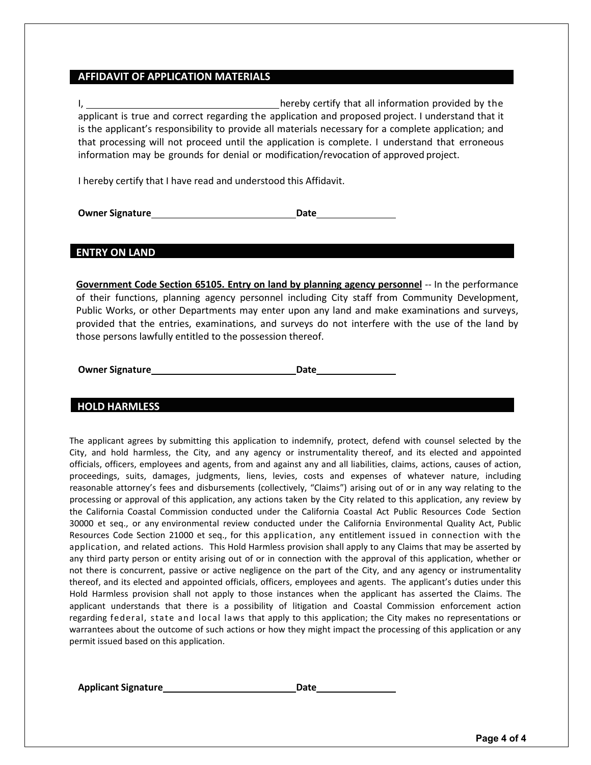## AFFIDAVIT OF APPLICATION MATERIALS

I, ______________________________ hereby certify that all information provided by the applicant is true and correct regarding the application and proposed project. I understand that it is the applicant's responsibility to provide all materials necessary for a complete application; and that processing will not proceed until the application is complete. I understand that erroneous information may be grounds for denial or modification/revocation of approved project.

I hereby certify that I have read and understood this Affidavit.

**Owner Signature** ______________________ **Date** ____________

## ENTRY ON LAND

**Government Code Section 65105. Entry on land by planning agency personnel** -- In the performance of their functions, planning agency personnel including City staff from Community Development, Public Works, or other Departments may enter upon any land and make examinations and surveys, provided that the entries, examinations, and surveys do not interfere with the use of the land by those persons lawfully entitled to the possession thereof.

**Owner Signature** ______________________ **Date** ____________

## HOLD HARMLESS

The applicant agrees by submitting this application to indemnify, protect, defend with counsel selected by the City, and hold harmless, the City, and any agency or instrumentality thereof, and its elected and appointed officials, officers, employees and agents, from and against any and all liabilities, claims, actions, causes of action, proceedings, suits, damages, judgments, liens, levies, costs and expenses of whatever nature, including reasonable attorney's fees and disbursements (collectively, "Claims") arising out of or in any way relating to the processing or approval of this application, any actions taken by the City related to this application, any review by the California Coastal Commission conducted under the California Coastal Act Public Resources Code Section 30000 et seq., or any environmental review conducted under the California Environmental Quality Act, Public Resources Code Section 21000 et seq., for this application, any entitlement issued in connection with the application, and related actions. This Hold Harmless provision shall apply to any Claims that may be asserted by any third party person or entity arising out of or in connection with the approval of this application, whether or not there is concurrent, passive or active negligence on the part of the City, and any agency or instrumentality thereof, and its elected and appointed officials, officers, employees and agents. The applicant's duties under this Hold Harmless provision shall not apply to those instances when the applicant has asserted the Claims. The applicant understands that there is a possibility of litigation and Coastal Commission enforcement action regarding federal, state and local laws that apply to this application; the City makes no representations or warrantees about the outcome of such actions or how they might impact the processing of this application or any permit issued based on this application.

**Applicant Signature** ______________________ **Date** ____________